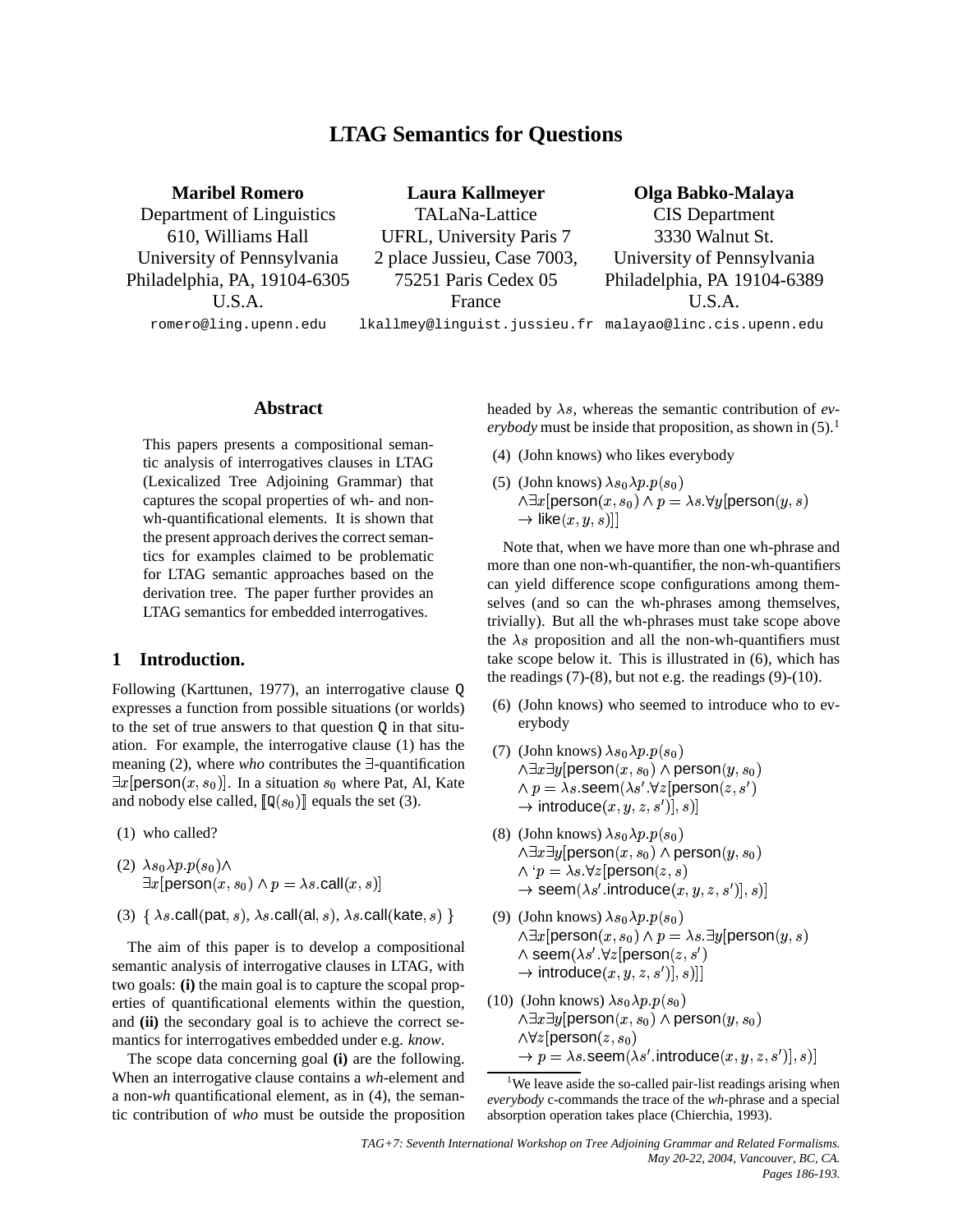# LTAG Semantics for Questions

**Maribel Romero**
Department of Linguistics
610, Williams Hall
University of Pennsylvania
Philadelphia, PA, 19104-6305
U.S.A.
romero@ling.upenn.edu

**Laura Kallmeyer**
TALaNa-Lattice
UFRL, University Paris 7
2 place Jussieu, Case 7003,
75251 Paris Cedex 05
France
lkallmey@linguist.jussieu.fr

**Olga Babko-Malaya**
CIS Department
3330 Walnut St.
University of Pennsylvania
Philadelphia, PA 19104-6389
U.S.A.
malayao@linc.cis.upenn.edu

## Abstract

This papers presents a compositional semantic analysis of interrogatives clauses in LTAG (Lexicalized Tree Adjoining Grammar) that captures the scopal properties of wh- and non-wh-quantificational elements. It is shown that the present approach derives the correct semantics for examples claimed to be problematic for LTAG semantic approaches based on the derivation tree. The paper further provides an LTAG semantics for embedded interrogatives.

## 1 Introduction.

Following (Karttunen, 1977), an interrogative clause `Q` expresses a function from possible situations (or worlds) to the set of true answers to that question `Q` in that situation. For example, the interrogative clause (1) has the meaning (2), where *who* contributes the $\exists$-quantification $\exists x[\mathsf{person}(x, s_0)]$. In a situation $s_0$ where Pat, Al, Kate and nobody else called, $[\![\mathtt{Q}(s_0)]\!]$ equals the set (3).

(1) who called?

(2) $\lambda s_0 \lambda p.p(s_0) \wedge$
$\exists x[\mathsf{person}(x, s_0) \wedge p = \lambda s.\mathsf{call}(x, s)]$

(3) $\{ \lambda s.\mathsf{call}(\mathsf{pat}, s), \lambda s.\mathsf{call}(\mathsf{al}, s), \lambda s.\mathsf{call}(\mathsf{kate}, s) \}$

The aim of this paper is to develop a compositional semantic analysis of interrogative clauses in LTAG, with two goals: **(i)** the main goal is to capture the scopal properties of quantificational elements within the question, and **(ii)** the secondary goal is to achieve the correct semantics for interrogatives embedded under e.g. *know*.

The scope data concerning goal **(i)** are the following. When an interrogative clause contains a *wh*-element and a non-*wh* quantificational element, as in (4), the semantic contribution of *who* must be outside the proposition headed by $\lambda s$, whereas the semantic contribution of *everybody* must be inside that proposition, as shown in (5).[1]

(4) (John knows) who likes everybody

(5) (John knows) $\lambda s_0 \lambda p.p(s_0)$
$\wedge \exists x[\mathsf{person}(x, s_0) \wedge p = \lambda s.\forall y[\mathsf{person}(y, s)$
$\rightarrow \mathsf{like}(x, y, s)]]$

Note that, when we have more than one wh-phrase and more than one non-wh-quantifier, the non-wh-quantifiers can yield difference scope configurations among themselves (and so can the wh-phrases among themselves, trivially). But all the wh-phrases must take scope above the $\lambda s$ proposition and all the non-wh-quantifiers must take scope below it. This is illustrated in (6), which has the readings (7)-(8), but not e.g. the readings (9)-(10).

(6) (John knows) who seemed to introduce who to everybody

(7) (John knows) $\lambda s_0 \lambda p.p(s_0)$
$\wedge \exists x \exists y[\mathsf{person}(x, s_0) \wedge \mathsf{person}(y, s_0)$
$\wedge\, p = \lambda s.\mathsf{seem}(\lambda s'.\forall z[\mathsf{person}(z, s')$
$\rightarrow \mathsf{introduce}(x, y, z, s')], s)]$

(8) (John knows) $\lambda s_0 \lambda p.p(s_0)$
$\wedge \exists x \exists y[\mathsf{person}(x, s_0) \wedge \mathsf{person}(y, s_0)$
$\wedge\, `p = \lambda s.\forall z[\mathsf{person}(z, s)$
$\rightarrow \mathsf{seem}(\lambda s'.\mathsf{introduce}(x, y, z, s')], s)]$

(9) (John knows) $\lambda s_0 \lambda p.p(s_0)$
$\wedge \exists x[\mathsf{person}(x, s_0) \wedge p = \lambda s.\exists y[\mathsf{person}(y, s)$
$\wedge\, \mathsf{seem}(\lambda s'.\forall z[\mathsf{person}(z, s')$
$\rightarrow \mathsf{introduce}(x, y, z, s')], s)]]$

(10) (John knows) $\lambda s_0 \lambda p.p(s_0)$
$\wedge \exists x \exists y[\mathsf{person}(x, s_0) \wedge \mathsf{person}(y, s_0)$
$\wedge \forall z[\mathsf{person}(z, s_0)$
$\rightarrow p = \lambda s.\mathsf{seem}(\lambda s'.\mathsf{introduce}(x, y, z, s')], s)]$

[1] We leave aside the so-called pair-list readings arising when *everybody* c-commands the trace of the *wh*-phrase and a special absorption operation takes place (Chierchia, 1993).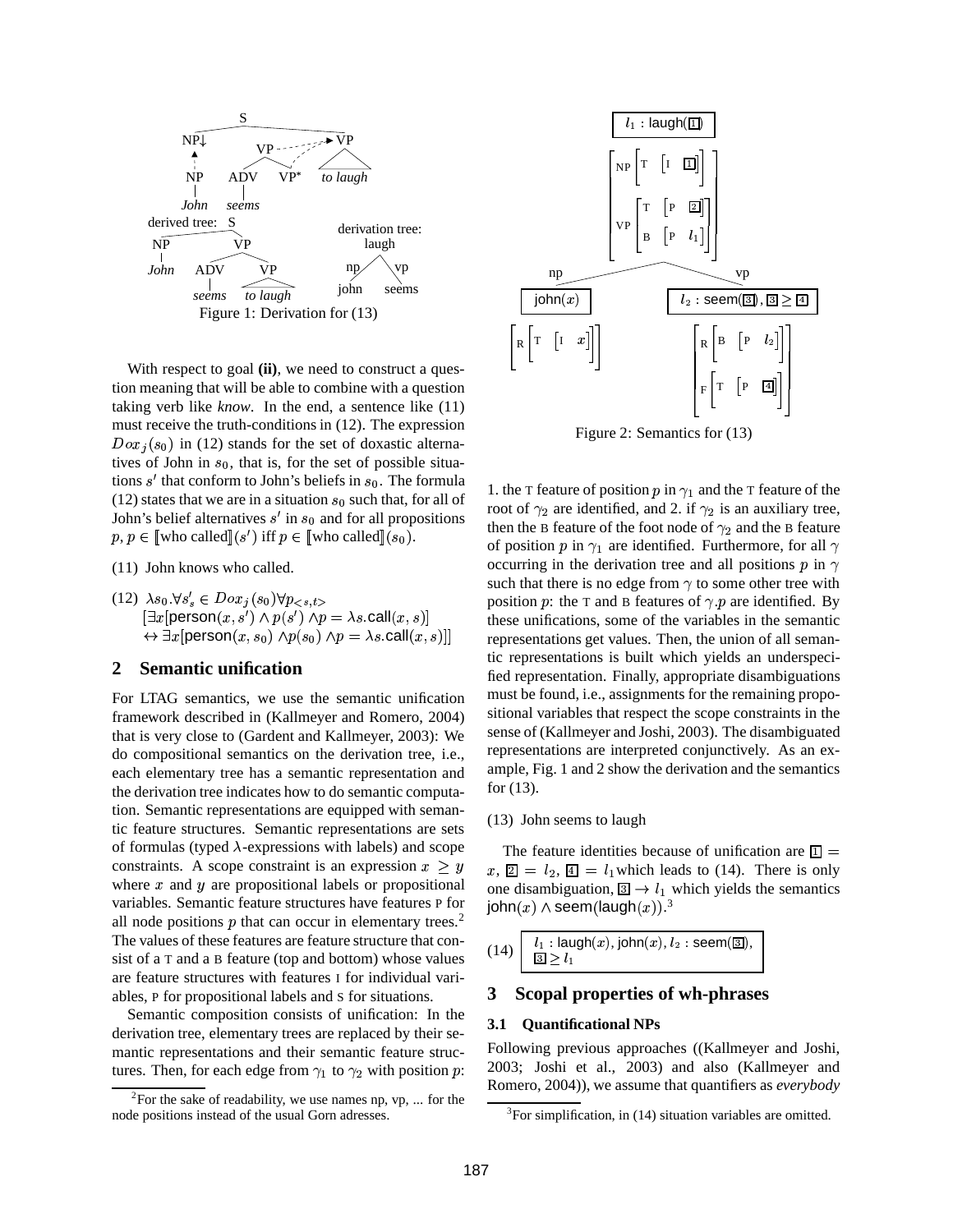Figure 1: Derivation for (13)

With respect to goal **(ii)**, we need to construct a question meaning that will be able to combine with a question taking verb like *know*. In the end, a sentence like (11) must receive the truth-conditions in (12). The expression $Dox_j(s_0)$ in (12) stands for the set of doxastic alternatives of John in $s_0$, that is, for the set of possible situations $s'$ that conform to John's beliefs in $s_0$. The formula (12) states that we are in a situation $s_0$ such that, for all of John's belief alternatives $s'$ in $s_0$ and for all propositions $p$, $p \in [\![\text{who called}]\!](s')$ iff $p \in [\![\text{who called}]\!](s_0)$.

(11) John knows who called.

(12) $\lambda s_0.\forall s'_s \in Dox_j(s_0)\forall p_{<s,t>}$
$[\exists x[\mathsf{person}(x, s') \wedge p(s') \wedge p = \lambda s.\mathsf{call}(x, s)]$
$\leftrightarrow \exists x[\mathsf{person}(x, s_0) \wedge p(s_0) \wedge p = \lambda s.\mathsf{call}(x, s)]]$

## 2 Semantic unification

For LTAG semantics, we use the semantic unification framework described in (Kallmeyer and Romero, 2004) that is very close to (Gardent and Kallmeyer, 2003): We do compositional semantics on the derivation tree, i.e., each elementary tree has a semantic representation and the derivation tree indicates how to do semantic computation. Semantic representations are equipped with semantic feature structures. Semantic representations are sets of formulas (typed $\lambda$-expressions with labels) and scope constraints. A scope constraint is an expression $x \geq y$ where $x$ and $y$ are propositional labels or propositional variables. Semantic feature structures have features P for all node positions $p$ that can occur in elementary trees.[2] The values of these features are feature structure that consist of a T and a B feature (top and bottom) whose values are feature structures with features I for individual variables, P for propositional labels and S for situations.

Semantic composition consists of unification: In the derivation tree, elementary trees are replaced by their semantic representations and their semantic feature structures. Then, for each edge from $\gamma_1$ to $\gamma_2$ with position $p$:

1. the T feature of position $p$ in $\gamma_1$ and the T feature of the root of $\gamma_2$ are identified, and 2. if $\gamma_2$ is an auxiliary tree, then the B feature of the foot node of $\gamma_2$ and the B feature of position $p$ in $\gamma_1$ are identified. Furthermore, for all $\gamma$ occurring in the derivation tree and all positions $p$ in $\gamma$ such that there is no edge from $\gamma$ to some other tree with position $p$: the T and B features of $\gamma.p$ are identified. By these unifications, some of the variables in the semantic representations get values. Then, the union of all semantic representations is built which yields an underspecified representation. Finally, appropriate disambiguations must be found, i.e., assignments for the remaining propositional variables that respect the scope constraints in the sense of (Kallmeyer and Joshi, 2003). The disambiguated representations are interpreted conjunctively. As an example, Fig. 1 and 2 show the derivation and the semantics for (13).

Figure 2: Semantics for (13)

(13) John seems to laugh

The feature identities because of unification are $\boxed{1} = x$, $\boxed{2} = l_2$, $\boxed{4} = l_1$ which leads to (14). There is only one disambiguation, $\boxed{3} \rightarrow l_1$ which yields the semantics $\mathsf{john}(x) \wedge \mathsf{seem}(\mathsf{laugh}(x))$.[3]

(14) $l_1 : \mathsf{laugh}(x), \mathsf{john}(x), l_2 : \mathsf{seem}(\boxed{3}), \boxed{3} \geq l_1$

## 3 Scopal properties of wh-phrases

### 3.1 Quantificational NPs

Following previous approaches ((Kallmeyer and Joshi, 2003; Joshi et al., 2003) and also (Kallmeyer and Romero, 2004)), we assume that quantifiers as *everybody*

[2] For the sake of readability, we use names np, vp, ... for the node positions instead of the usual Gorn adresses.

[3] For simplification, in (14) situation variables are omitted.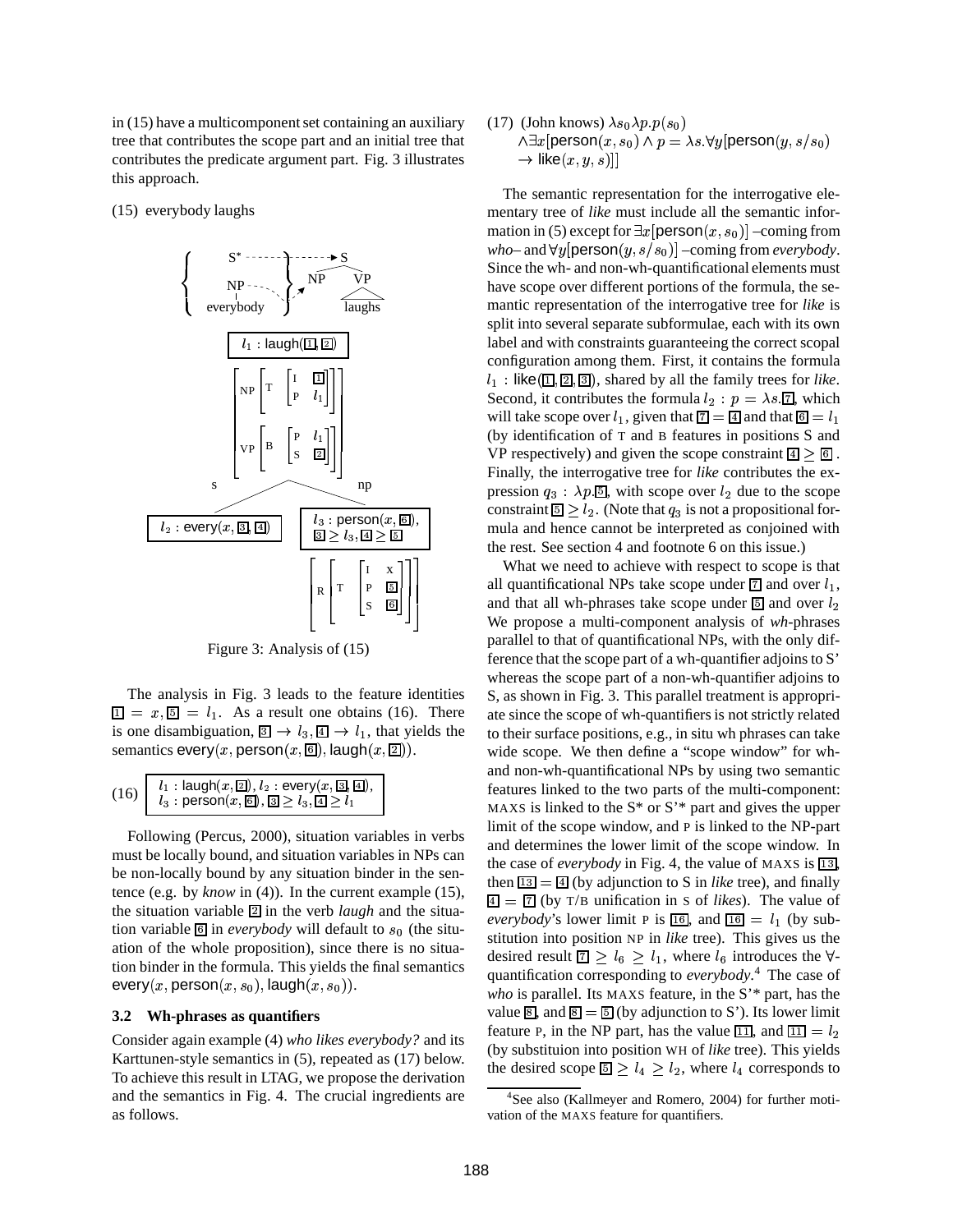in (15) have a multicomponent set containing an auxiliary tree that contributes the scope part and an initial tree that contributes the predicate argument part. Fig. 3 illustrates this approach.

(15) everybody laughs

$l_1$ : laugh($\boxed{1}$, $\boxed{2}$)

$l_2$ : every($x$, $\boxed{3}$, $\boxed{4}$)

$l_3$ : person($x$, $\boxed{6}$), $\boxed{3} \geq l_3$, $\boxed{4} \geq \boxed{5}$

Figure 3: Analysis of (15)

The analysis in Fig. 3 leads to the feature identities $\boxed{1} = x$, $\boxed{5} = l_1$. As a result one obtains (16). There is one disambiguation, $\boxed{3} \rightarrow l_3$, $\boxed{4} \rightarrow l_1$, that yields the semantics every($x$, person($x$, $\boxed{6}$), laugh($x$, $\boxed{2}$)).

(16) $l_1$ : laugh($x$, $\boxed{2}$), $l_2$ : every($x$, $\boxed{3}$, $\boxed{4}$), $l_3$ : person($x$, $\boxed{6}$), $\boxed{3} \geq l_3$, $\boxed{4} \geq l_1$

Following (Percus, 2000), situation variables in verbs must be locally bound, and situation variables in NPs can be non-locally bound by any situation binder in the sentence (e.g. by *know* in (4)). In the current example (15), the situation variable $\boxed{2}$ in the verb *laugh* and the situation variable $\boxed{6}$ in *everybody* will default to $s_0$ (the situation of the whole proposition), since there is no situation binder in the formula. This yields the final semantics every($x$, person($x$, $s_0$), laugh($x$, $s_0$)).

### 3.2 Wh-phrases as quantifiers

Consider again example (4) *who likes everybody?* and its Karttunen-style semantics in (5), repeated as (17) below. To achieve this result in LTAG, we propose the derivation and the semantics in Fig. 4. The crucial ingredients are as follows.

(17) (John knows) $\lambda s_0 \lambda p.p(s_0)$
$\wedge \exists x$[person($x, s_0$) $\wedge\, p = \lambda s.\forall y$[person($y, s/s_0$) $\rightarrow$ like($x, y, s$)]]

The semantic representation for the interrogative elementary tree of *like* must include all the semantic information in (5) except for $\exists x$[person($x, s_0$)] –coming from *who*– and $\forall y$[person($y, s/s_0$)] –coming from *everybody*. Since the wh- and non-wh-quantificational elements must have scope over different portions of the formula, the semantic representation of the interrogative tree for *like* is split into several separate subformulae, each with its own label and with constraints guaranteeing the correct scopal configuration among them. First, it contains the formula $l_1$ : like($\boxed{1}$, $\boxed{2}$, $\boxed{3}$), shared by all the family trees for *like*. Second, it contributes the formula $l_2 : p = \lambda s.\boxed{7}$, which will take scope over $l_1$, given that $\boxed{7} = \boxed{4}$ and that $\boxed{6} = l_1$ (by identification of T and B features in positions S and VP respectively) and given the scope constraint $\boxed{4} \geq \boxed{6}$. Finally, the interrogative tree for *like* contributes the expression $q_3 : \lambda p.\boxed{5}$, with scope over $l_2$ due to the scope constraint $\boxed{5} \geq l_2$. (Note that $q_3$ is not a propositional formula and hence cannot be interpreted as conjoined with the rest. See section 4 and footnote 6 on this issue.)

What we need to achieve with respect to scope is that all quantificational NPs take scope under $\boxed{7}$ and over $l_1$, and that all wh-phrases take scope under $\boxed{5}$ and over $l_2$ We propose a multi-component analysis of *wh*-phrases parallel to that of quantificational NPs, with the only difference that the scope part of a wh-quantifier adjoins to S' whereas the scope part of a non-wh-quantifier adjoins to S, as shown in Fig. 3. This parallel treatment is appropriate since the scope of wh-quantifiers is not strictly related to their surface positions, e.g., in situ wh phrases can take wide scope. We then define a "scope window" for wh- and non-wh-quantificational NPs by using two semantic features linked to the two parts of the multi-component: MAXS is linked to the S* or S'* part and gives the upper limit of the scope window, and P is linked to the NP-part and determines the lower limit of the scope window. In the case of *everybody* in Fig. 4, the value of MAXS is $\boxed{13}$, then $\boxed{13} = \boxed{4}$ (by adjunction to S in *like* tree), and finally $\boxed{4} = \boxed{7}$ (by T/B unification in S of *likes*). The value of *everybody*'s lower limit P is $\boxed{16}$, and $\boxed{16} = l_1$ (by substitution into position NP in *like* tree). This gives us the desired result $\boxed{7} \geq l_6 \geq l_1$, where $l_6$ introduces the $\forall$-quantification corresponding to *everybody*.[4] The case of *who* is parallel. Its MAXS feature, in the S'* part, has the value $\boxed{8}$, and $\boxed{8} = \boxed{5}$ (by adjunction to S'). Its lower limit feature P, in the NP part, has the value $\boxed{11}$, and $\boxed{11} = l_2$ (by substituion into position WH of *like* tree). This yields the desired scope $\boxed{5} \geq l_4 \geq l_2$, where $l_4$ corresponds to

[4] See also (Kallmeyer and Romero, 2004) for further motivation of the MAXS feature for quantifiers.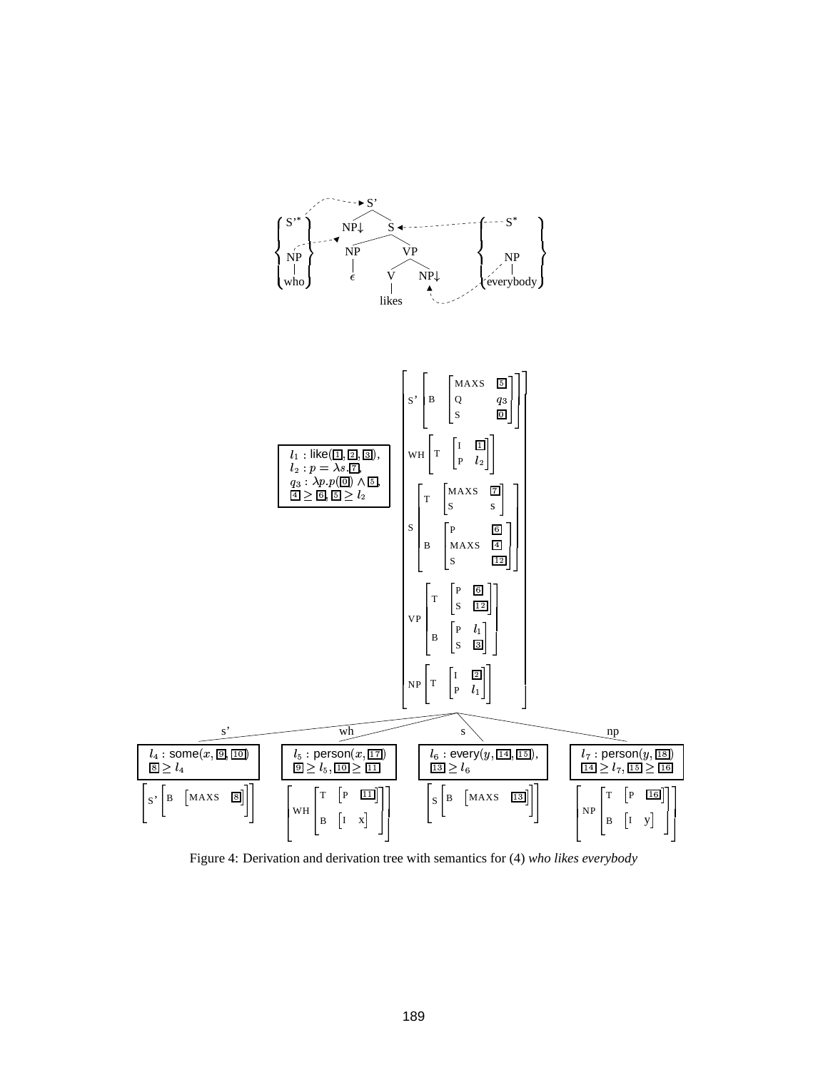Figure 4: Derivation and derivation tree with semantics for (4) *who likes everybody*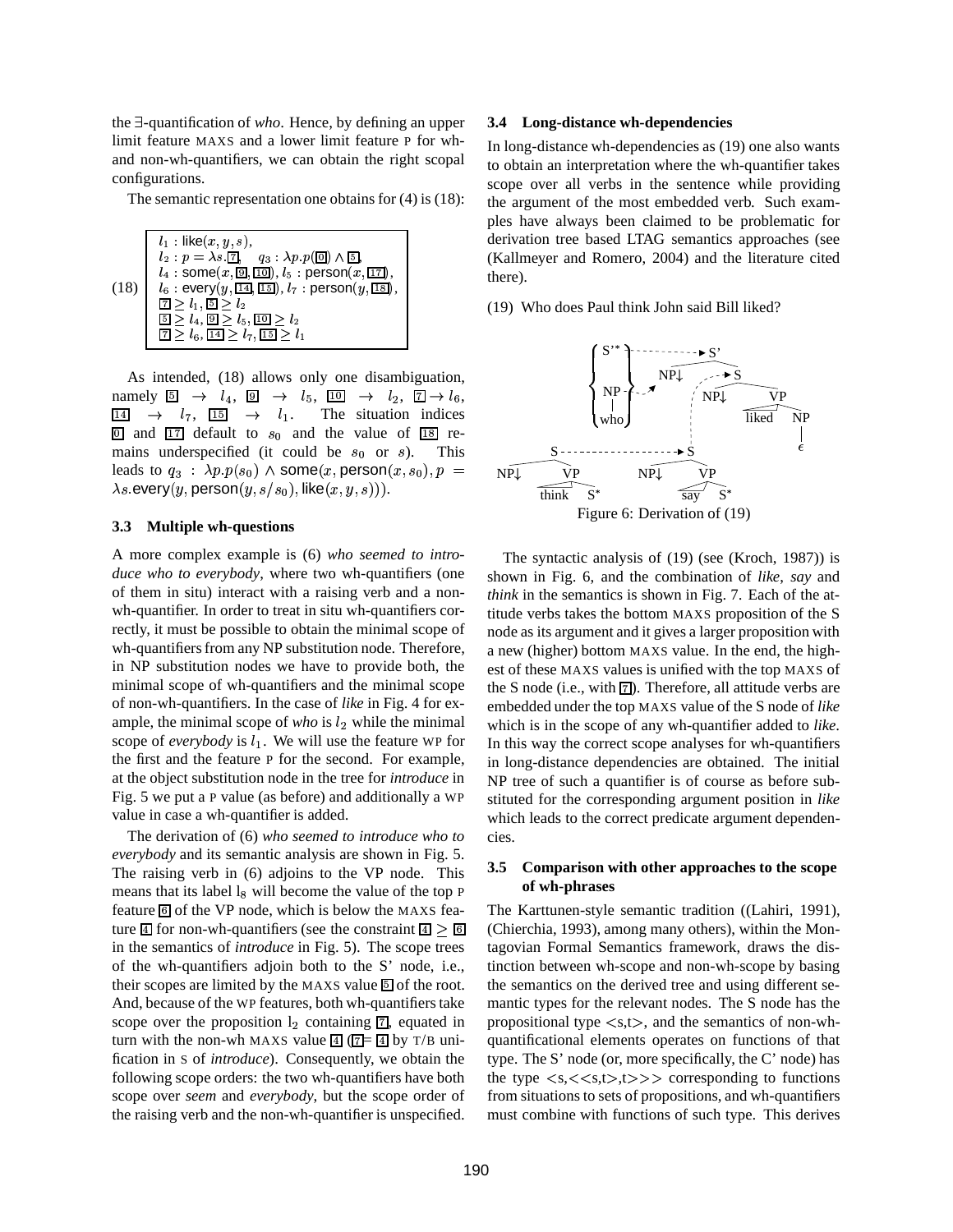the ∃-quantification of *who*. Hence, by defining an upper limit feature MAXS and a lower limit feature P for wh- and non-wh-quantifiers, we can obtain the right scopal configurations.

The semantic representation one obtains for (4) is (18):

$$
(18)\quad
\begin{array}{|l|}
\hline
l_1 : \mathsf{like}(x, y, s), \\
l_2 : p = \lambda s.\boxed{7}, \quad q_3 : \lambda p.p(\boxed{0}) \wedge \boxed{5}, \\
l_4 : \mathsf{some}(x, \boxed{9}, \boxed{10}), l_5 : \mathsf{person}(x, \boxed{17}), \\
l_6 : \mathsf{every}(y, \boxed{14}, \boxed{15}), l_7 : \mathsf{person}(y, \boxed{18}), \\
\boxed{7} \geq l_1, \boxed{5} \geq l_2 \\
\boxed{5} \geq l_4, \boxed{9} \geq l_5, \boxed{10} \geq l_2 \\
\boxed{7} \geq l_6, \boxed{14} \geq l_7, \boxed{15} \geq l_1 \\
\hline
\end{array}
$$

As intended, (18) allows only one disambiguation, namely $\boxed{5} \to l_4$, $\boxed{9} \to l_5$, $\boxed{10} \to l_2$, $\boxed{7} \to l_6$, $\boxed{14} \to l_7$, $\boxed{15} \to l_1$. The situation indices $\boxed{0}$ and $\boxed{17}$ default to $s_0$ and the value of $\boxed{18}$ remains underspecified (it could be $s_0$ or $s$). This leads to $q_3 : \lambda p.p(s_0) \wedge \mathsf{some}(x, \mathsf{person}(x, s_0), p = \lambda s.\mathsf{every}(y, \mathsf{person}(y, s/s_0), \mathsf{like}(x, y, s)))$.

### 3.3 Multiple wh-questions

A more complex example is (6) *who seemed to introduce who to everybody*, where two wh-quantifiers (one of them in situ) interact with a raising verb and a non-wh-quantifier. In order to treat in situ wh-quantifiers correctly, it must be possible to obtain the minimal scope of wh-quantifiers from any NP substitution node. Therefore, in NP substitution nodes we have to provide both, the minimal scope of wh-quantifiers and the minimal scope of non-wh-quantifiers. In the case of *like* in Fig. 4 for example, the minimal scope of *who* is $l_2$ while the minimal scope of *everybody* is $l_1$. We will use the feature WP for the first and the feature P for the second. For example, at the object substitution node in the tree for *introduce* in Fig. 5 we put a P value (as before) and additionally a WP value in case a wh-quantifier is added.

The derivation of (6) *who seemed to introduce who to everybody* and its semantic analysis are shown in Fig. 5. The raising verb in (6) adjoins to the VP node. This means that its label $l_8$ will become the value of the top P feature $\boxed{6}$ of the VP node, which is below the MAXS feature $\boxed{4}$ for non-wh-quantifiers (see the constraint $\boxed{4} \geq \boxed{6}$ in the semantics of *introduce* in Fig. 5). The scope trees of the wh-quantifiers adjoin both to the S' node, i.e., their scopes are limited by the MAXS value $\boxed{5}$ of the root. And, because of the WP features, both wh-quantifiers take scope over the proposition $l_2$ containing $\boxed{7}$, equated in turn with the non-wh MAXS value $\boxed{4}$ ($\boxed{7} = \boxed{4}$ by T/B unification in S of *introduce*). Consequently, we obtain the following scope orders: the two wh-quantifiers have both scope over *seem* and *everybody*, but the scope order of the raising verb and the non-wh-quantifier is unspecified.

### 3.4 Long-distance wh-dependencies

In long-distance wh-dependencies as (19) one also wants to obtain an interpretation where the wh-quantifier takes scope over all verbs in the sentence while providing the argument of the most embedded verb. Such examples have always been claimed to be problematic for derivation tree based LTAG semantics approaches (see (Kallmeyer and Romero, 2004) and the literature cited there).

(19) Who does Paul think John said Bill liked?

Figure 6: Derivation of (19)

The syntactic analysis of (19) (see (Kroch, 1987)) is shown in Fig. 6, and the combination of *like*, *say* and *think* in the semantics is shown in Fig. 7. Each of the attitude verbs takes the bottom MAXS proposition of the S node as its argument and it gives a larger proposition with a new (higher) bottom MAXS value. In the end, the highest of these MAXS values is unified with the top MAXS of the S node (i.e., with $\boxed{7}$). Therefore, all attitude verbs are embedded under the top MAXS value of the S node of *like* which is in the scope of any wh-quantifier added to *like*. In this way the correct scope analyses for wh-quantifiers in long-distance dependencies are obtained. The initial NP tree of such a quantifier is of course as before substituted for the corresponding argument position in *like* which leads to the correct predicate argument dependencies.

### 3.5 Comparison with other approaches to the scope of wh-phrases

The Karttunen-style semantic tradition ((Lahiri, 1991), (Chierchia, 1993), among many others), within the Montagovian Formal Semantics framework, draws the distinction between wh-scope and non-wh-scope by basing the semantics on the derived tree and using different semantic types for the relevant nodes. The S node has the propositional type <s,t>, and the semantics of non-wh-quantificational elements operates on functions of that type. The S' node (or, more specifically, the C' node) has the type <s,<<s,t>,t>>> corresponding to functions from situations to sets of propositions, and wh-quantifiers must combine with functions of such type. This derives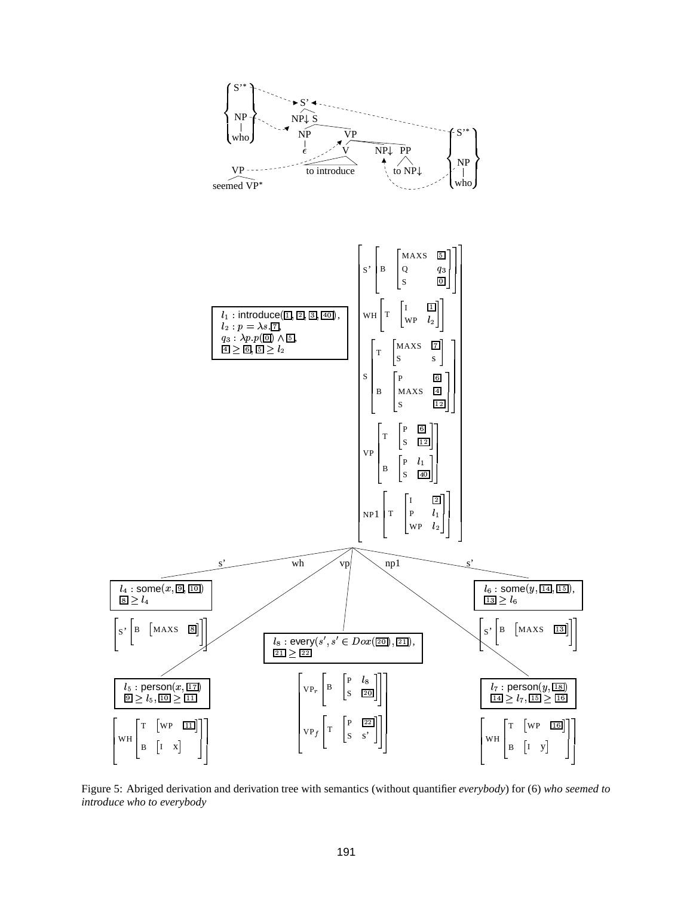$l_1$ : introduce(1, 2, 3, 40),
$l_2 : p = \lambda s.$7,
$q_3 : \lambda p.p($0$) \wedge$ 5,
4 $\geq$ 6, 5 $\geq l_2$

$l_4$ : some($x$, 9, 10)
8 $\geq l_4$

$l_6$ : some($y$, 14, 15),
13 $\geq l_6$

$l_8$ : every($s', s' \in Dox($20$)$, 21),
21 $\geq$ 22

$l_5$ : person($x$, 17)
9 $\geq l_5$, 10 $\geq$ 11

$l_7$ : person($y$, 18)
14 $\geq l_7$, 15 $\geq$ 16

Figure 5: Abriged derivation and derivation tree with semantics (without quantifier *everybody*) for (6) *who seemed to introduce who to everybody*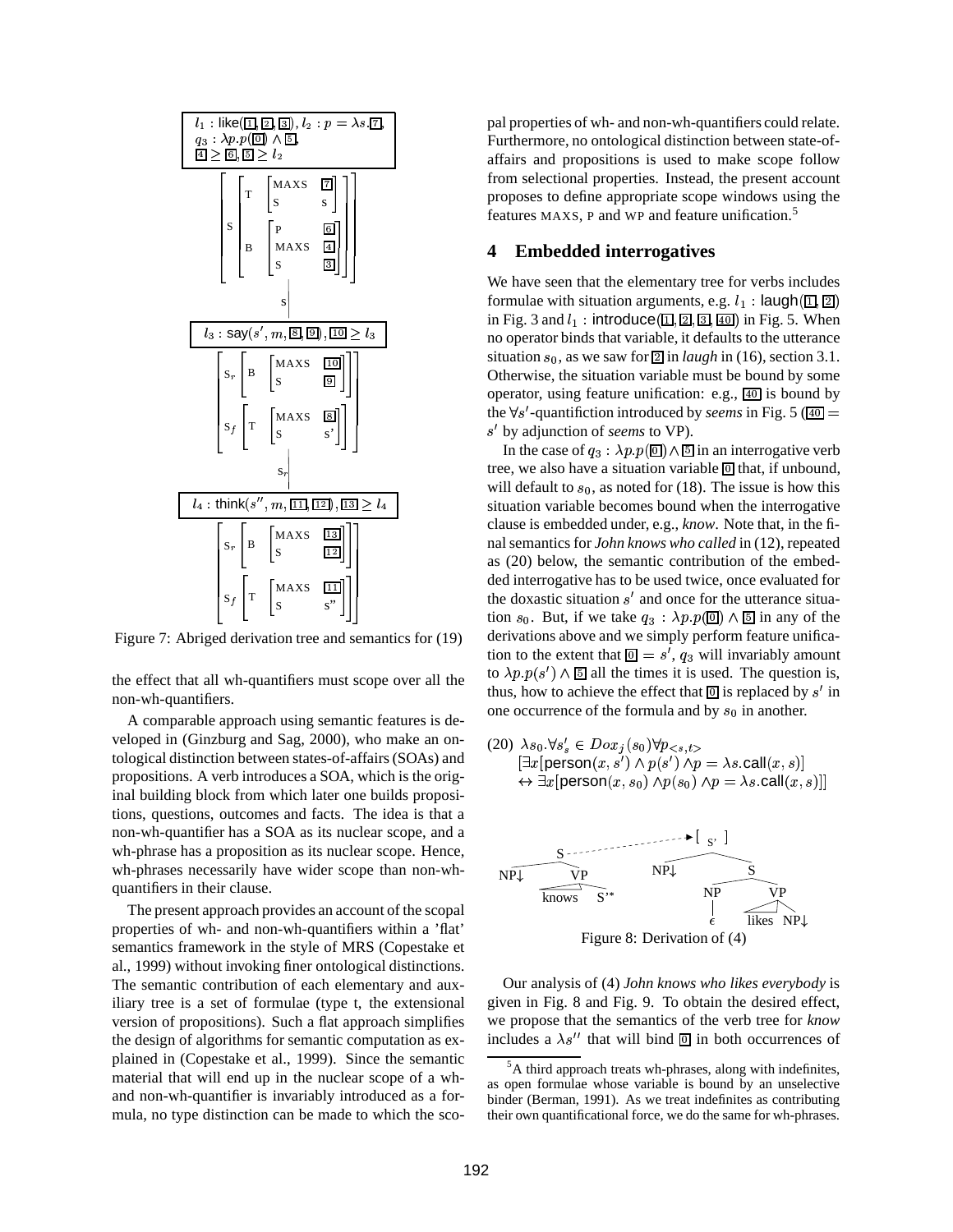$l_1$ : like(1, 2, 3), $l_2$ : $p = \lambda s.$7,
$q_3$ : $\lambda p.p(0) \wedge$ 5,
4 $\geq$ 6, 5 $\geq l_2$

Figure 7: Abriged derivation tree and semantics for (19)

the effect that all wh-quantifiers must scope over all the non-wh-quantifiers.

A comparable approach using semantic features is developed in (Ginzburg and Sag, 2000), who make an ontological distinction between states-of-affairs (SOAs) and propositions. A verb introduces a SOA, which is the original building block from which later one builds propositions, questions, outcomes and facts. The idea is that a non-wh-quantifier has a SOA as its nuclear scope, and a wh-phrase has a proposition as its nuclear scope. Hence, wh-phrases necessarily have wider scope than non-wh-quantifiers in their clause.

The present approach provides an account of the scopal properties of wh- and non-wh-quantifiers within a 'flat' semantics framework in the style of MRS (Copestake et al., 1999) without invoking finer ontological distinctions. The semantic contribution of each elementary and auxiliary tree is a set of formulae (type t, the extensional version of propositions). Such a flat approach simplifies the design of algorithms for semantic computation as explained in (Copestake et al., 1999). Since the semantic material that will end up in the nuclear scope of a wh- and non-wh-quantifier is invariably introduced as a formula, no type distinction can be made to which the scopal properties of wh- and non-wh-quantifiers could relate. Furthermore, no ontological distinction between state-of-affairs and propositions is used to make scope follow from selectional properties. Instead, the present account proposes to define appropriate scope windows using the features MAXS, P and WP and feature unification.[5]

## 4 Embedded interrogatives

We have seen that the elementary tree for verbs includes formulae with situation arguments, e.g. $l_1$ : laugh(1, 2) in Fig. 3 and $l_1$ : introduce(1, 2, 3, 40) in Fig. 5. When no operator binds that variable, it defaults to the utterance situation $s_0$, as we saw for 2 in *laugh* in (16), section 3.1. Otherwise, the situation variable must be bound by some operator, using feature unification: e.g., 40 is bound by the $\forall s'$-quantifiction introduced by *seems* in Fig. 5 (40 $= s'$ by adjunction of *seems* to VP).

In the case of $q_3 : \lambda p.p(0) \wedge$ 5 in an interrogative verb tree, we also have a situation variable 0 that, if unbound, will default to $s_0$, as noted for (18). The issue is how this situation variable becomes bound when the interrogative clause is embedded under, e.g., *know*. Note that, in the final semantics for *John knows who called* in (12), repeated as (20) below, the semantic contribution of the embedded interrogative has to be used twice, once evaluated for the doxastic situation $s'$ and once for the utterance situation $s_0$. But, if we take $q_3 : \lambda p.p(0) \wedge$ 5 in any of the derivations above and we simply perform feature unification to the extent that 0 $= s'$, $q_3$ will invariably amount to $\lambda p.p(s') \wedge$ 5 all the times it is used. The question is, thus, how to achieve the effect that 0 is replaced by $s'$ in one occurrence of the formula and by $s_0$ in another.

(20) $\lambda s_0.\forall s'_s \in Dox_j(s_0)\forall p_{<s,t>}$
$[\exists x[\mathsf{person}(x, s') \wedge p(s') \wedge p = \lambda s.\mathsf{call}(x, s)]$
$\leftrightarrow \exists x[\mathsf{person}(x, s_0) \wedge p(s_0) \wedge p = \lambda s.\mathsf{call}(x, s)]]$

Figure 8: Derivation of (4)

Our analysis of (4) *John knows who likes everybody* is given in Fig. 8 and Fig. 9. To obtain the desired effect, we propose that the semantics of the verb tree for *know* includes a $\lambda s''$ that will bind 0 in both occurrences of

[5] A third approach treats wh-phrases, along with indefinites, as open formulae whose variable is bound by an unselective binder (Berman, 1991). As we treat indefinites as contributing their own quantificational force, we do the same for wh-phrases.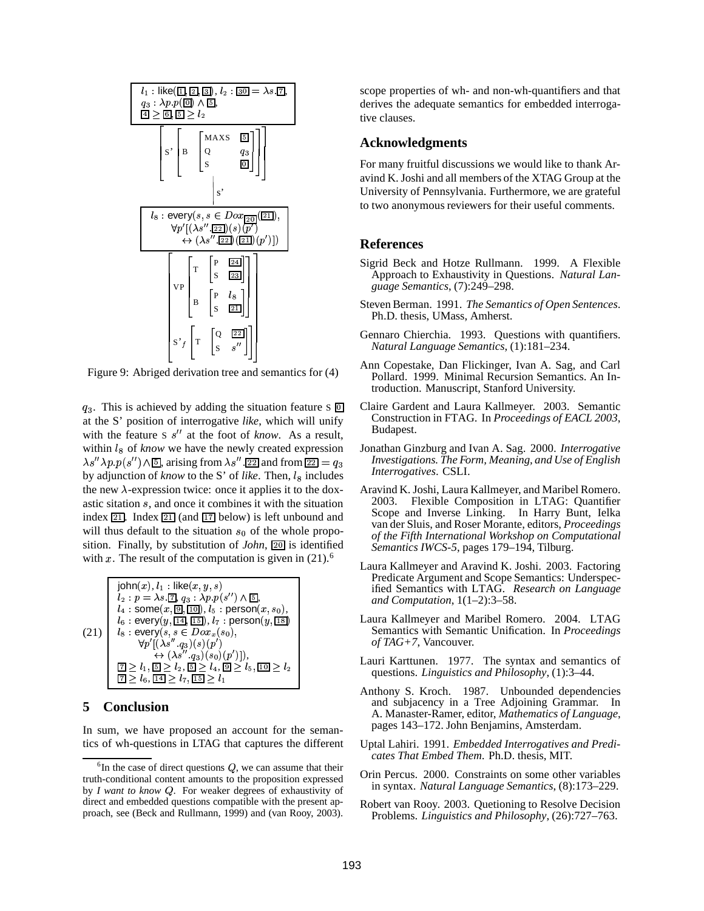$l_1$ : like([1], [2], [3]), $l_2$ : [30] $= \lambda s.$[7],
$q_3 : \lambda p.p($[0]$) \wedge$ [5],
[4] $\geq$ [6], [5] $\geq l_2$

S' [ B [ MAXS [5], Q $q_3$, S [0] ] ]

S'

$l_8$ : every($s, s \in Dox_{[20]}$([21]),
$\forall p'[(\lambda s''.$[22]$)(s)(p')$
$\leftrightarrow (\lambda s''.$[22]$)($[21]$)(p')])$

VP [ T [ P [24], S [23] ], B [ P $l_8$, S [21] ] ]

S'$_f$ [ T [ Q [22], S $s''$ ] ]

Figure 9: Abriged derivation tree and semantics for (4)

$q_3$. This is achieved by adding the situation feature S [0] at the S' position of interrogative *like*, which will unify with the feature S $s''$ at the foot of *know*. As a result, within $l_8$ of *know* we have the newly created expression $\lambda s'' \lambda p.p(s'') \wedge$ [5], arising from $\lambda s''$.[22] and from [22] $= q_3$ by adjunction of *know* to the S' of *like*. Then, $l_8$ includes the new $\lambda$-expression twice: once it applies it to the doxastic sitation $s$, and once it combines it with the situation index [21]. Index [21] (and [17] below) is left unbound and will thus default to the situation $s_0$ of the whole proposition. Finally, by substitution of *John*, [20] is identified with $x$. The result of the computation is given in (21).[6]

(21)
john($x$), $l_1$ : like($x, y, s$)
$l_2 : p = \lambda s.$[7], $q_3 : \lambda p.p(s'') \wedge$ [5],
$l_4$ : some($x$, [9], [10]), $l_5$ : person($x, s_0$),
$l_6$ : every($y$, [14], [15]), $l_7$ : person($y$, [18])
$l_8$ : every($s, s \in Dox_x(s_0)$,
$\forall p'[(\lambda s''.q_3)(s)(p')$
$\leftrightarrow (\lambda s''.q_3)(s_0)(p')])$,
[7] $\geq l_1$, [5] $\geq l_2$, [5] $\geq l_4$, [9] $\geq l_5$, [10] $\geq l_2$
[7] $\geq l_6$, [14] $\geq l_7$, [15] $\geq l_1$

## 5 Conclusion

In sum, we have proposed an account for the semantics of wh-questions in LTAG that captures the different scope properties of wh- and non-wh-quantifiers and that derives the adequate semantics for embedded interrogative clauses.

[6] In the case of direct questions $Q$, we can assume that their truth-conditional content amounts to the proposition expressed by *I want to know* $Q$. For weaker degrees of exhaustivity of direct and embedded questions compatible with the present approach, see (Beck and Rullmann, 1999) and (van Rooy, 2003).

## Acknowledgments

For many fruitful discussions we would like to thank Aravind K. Joshi and all members of the XTAG Group at the University of Pennsylvania. Furthermore, we are grateful to two anonymous reviewers for their useful comments.

## References

Sigrid Beck and Hotze Rullmann. 1999. A Flexible Approach to Exhaustivity in Questions. *Natural Language Semantics*, (7):249–298.

Steven Berman. 1991. *The Semantics of Open Sentences*. Ph.D. thesis, UMass, Amherst.

Gennaro Chierchia. 1993. Questions with quantifiers. *Natural Language Semantics*, (1):181–234.

Ann Copestake, Dan Flickinger, Ivan A. Sag, and Carl Pollard. 1999. Minimal Recursion Semantics. An Introduction. Manuscript, Stanford University.

Claire Gardent and Laura Kallmeyer. 2003. Semantic Construction in FTAG. In *Proceedings of EACL 2003*, Budapest.

Jonathan Ginzburg and Ivan A. Sag. 2000. *Interrogative Investigations. The Form, Meaning, and Use of English Interrogatives*. CSLI.

Aravind K. Joshi, Laura Kallmeyer, and Maribel Romero. 2003. Flexible Composition in LTAG: Quantifier Scope and Inverse Linking. In Harry Bunt, Ielka van der Sluis, and Roser Morante, editors, *Proceedings of the Fifth International Workshop on Computational Semantics IWCS-5*, pages 179–194, Tilburg.

Laura Kallmeyer and Aravind K. Joshi. 2003. Factoring Predicate Argument and Scope Semantics: Underspecified Semantics with LTAG. *Research on Language and Computation*, 1(1–2):3–58.

Laura Kallmeyer and Maribel Romero. 2004. LTAG Semantics with Semantic Unification. In *Proceedings of TAG+7*, Vancouver.

Lauri Karttunen. 1977. The syntax and semantics of questions. *Linguistics and Philosophy*, (1):3–44.

Anthony S. Kroch. 1987. Unbounded dependencies and subjacency in a Tree Adjoining Grammar. In A. Manaster-Ramer, editor, *Mathematics of Language*, pages 143–172. John Benjamins, Amsterdam.

Uptal Lahiri. 1991. *Embedded Interrogatives and Predicates That Embed Them*. Ph.D. thesis, MIT.

Orin Percus. 2000. Constraints on some other variables in syntax. *Natural Language Semantics*, (8):173–229.

Robert van Rooy. 2003. Questioning to Resolve Decision Problems. *Linguistics and Philosophy*, (26):727–763.